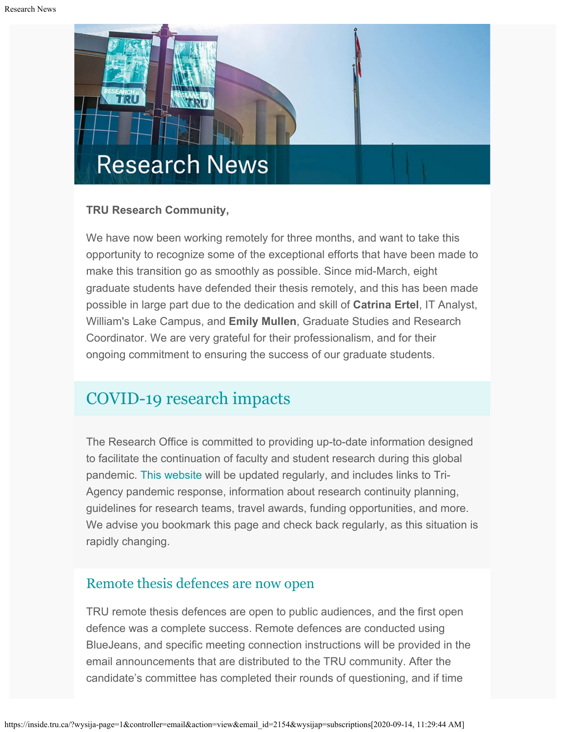# Research News

**TRU Research Community,**

We have now been working remotely for three months, and want to take this opportunity to recognize some of the exceptional efforts that have been made to make this transition go as smoothly as possible. Since mid-March, eight graduate students have defended their thesis remotely, and this has been made possible in large part due to the dedication and skill of **Catrina Ertel**, IT Analyst, William's Lake Campus, and **Emily Mullen**, Graduate Studies and Research Coordinator. We are very grateful for their professionalism, and for their ongoing commitment to ensuring the success of our graduate students.

## COVID-19 research impacts

The Research Office is committed to providing up-to-date information designed to facilitate the continuation of faculty and student research during this global pandemic. This website will be updated regularly, and includes links to Tri-Agency pandemic response, information about research continuity planning, guidelines for research teams, travel awards, funding opportunities, and more. We advise you bookmark this page and check back regularly, as this situation is rapidly changing.

### Remote thesis defences are now open

TRU remote thesis defences are open to public audiences, and the first open defence was a complete success. Remote defences are conducted using BlueJeans, and specific meeting connection instructions will be provided in the email announcements that are distributed to the TRU community. After the candidate's committee has completed their rounds of questioning, and if time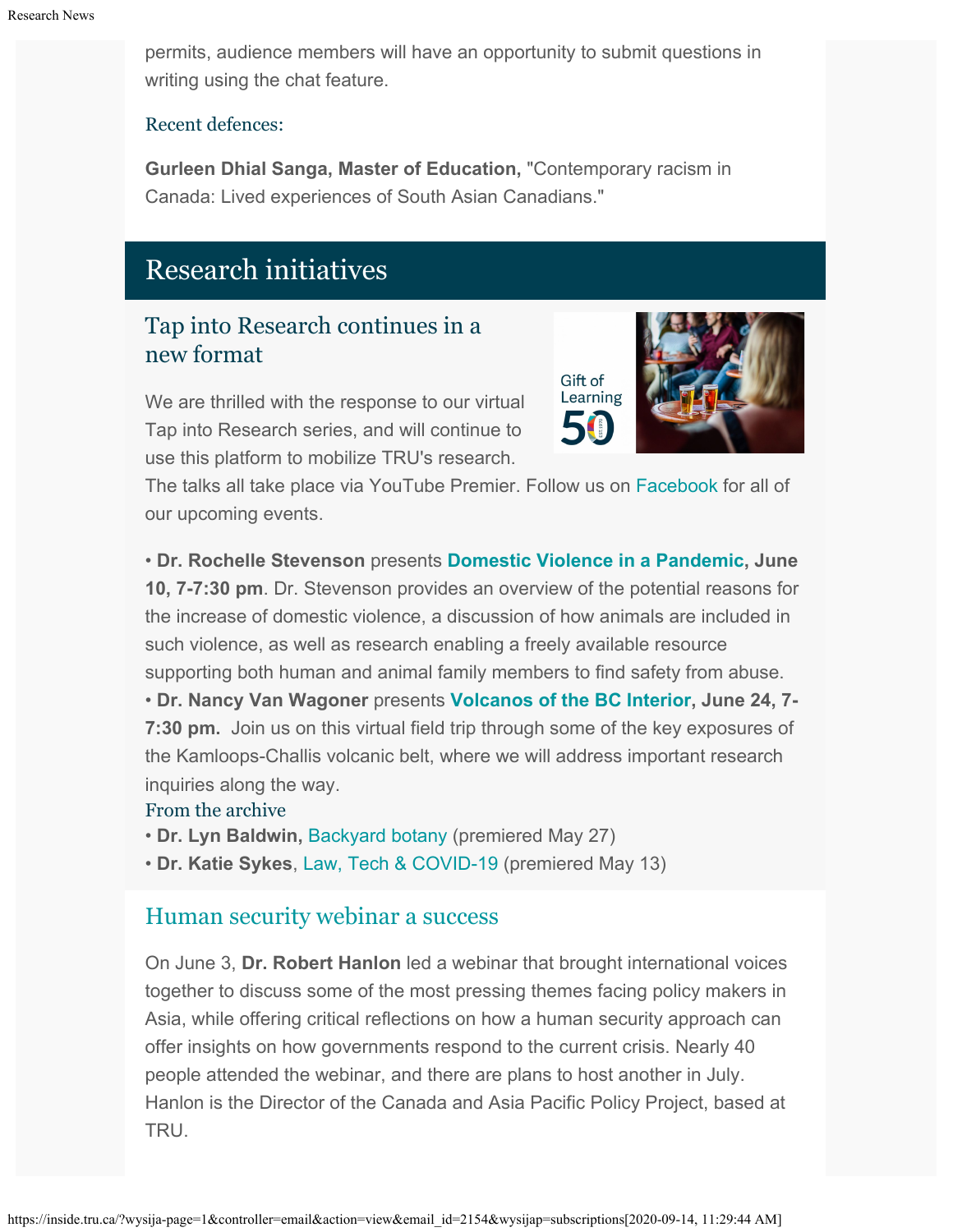permits, audience members will have an opportunity to submit questions in writing using the chat feature.

### Recent defences:

**Gurleen Dhial Sanga, Master of Education,** "Contemporary racism in Canada: Lived experiences of South Asian Canadians."

## Research initiatives

### Tap into Research continues in a new format

We are thrilled with the response to our virtual Tap into Research series, and will continue to use this platform to mobilize TRU's research. The talks all take place via YouTube Premier. Follow us on Facebook for all of our upcoming events.

- **Dr. Rochelle Stevenson** presents **Domestic Violence in a Pandemic, June 10, 7-7:30 pm**. Dr. Stevenson provides an overview of the potential reasons for the increase of domestic violence, a discussion of how animals are included in such violence, as well as research enabling a freely available resource supporting both human and animal family members to find safety from abuse.
- **Dr. Nancy Van Wagoner** presents **Volcanos of the BC Interior, June 24, 7-7:30 pm.** Join us on this virtual field trip through some of the key exposures of the Kamloops-Challis volcanic belt, where we will address important research inquiries along the way.

### From the archive

- **Dr. Lyn Baldwin,** Backyard botany (premiered May 27)
- **Dr. Katie Sykes**, Law, Tech & COVID-19 (premiered May 13)

### Human security webinar a success

On June 3, **Dr. Robert Hanlon** led a webinar that brought international voices together to discuss some of the most pressing themes facing policy makers in Asia, while offering critical reflections on how a human security approach can offer insights on how governments respond to the current crisis. Nearly 40 people attended the webinar, and there are plans to host another in July. Hanlon is the Director of the Canada and Asia Pacific Policy Project, based at TRU.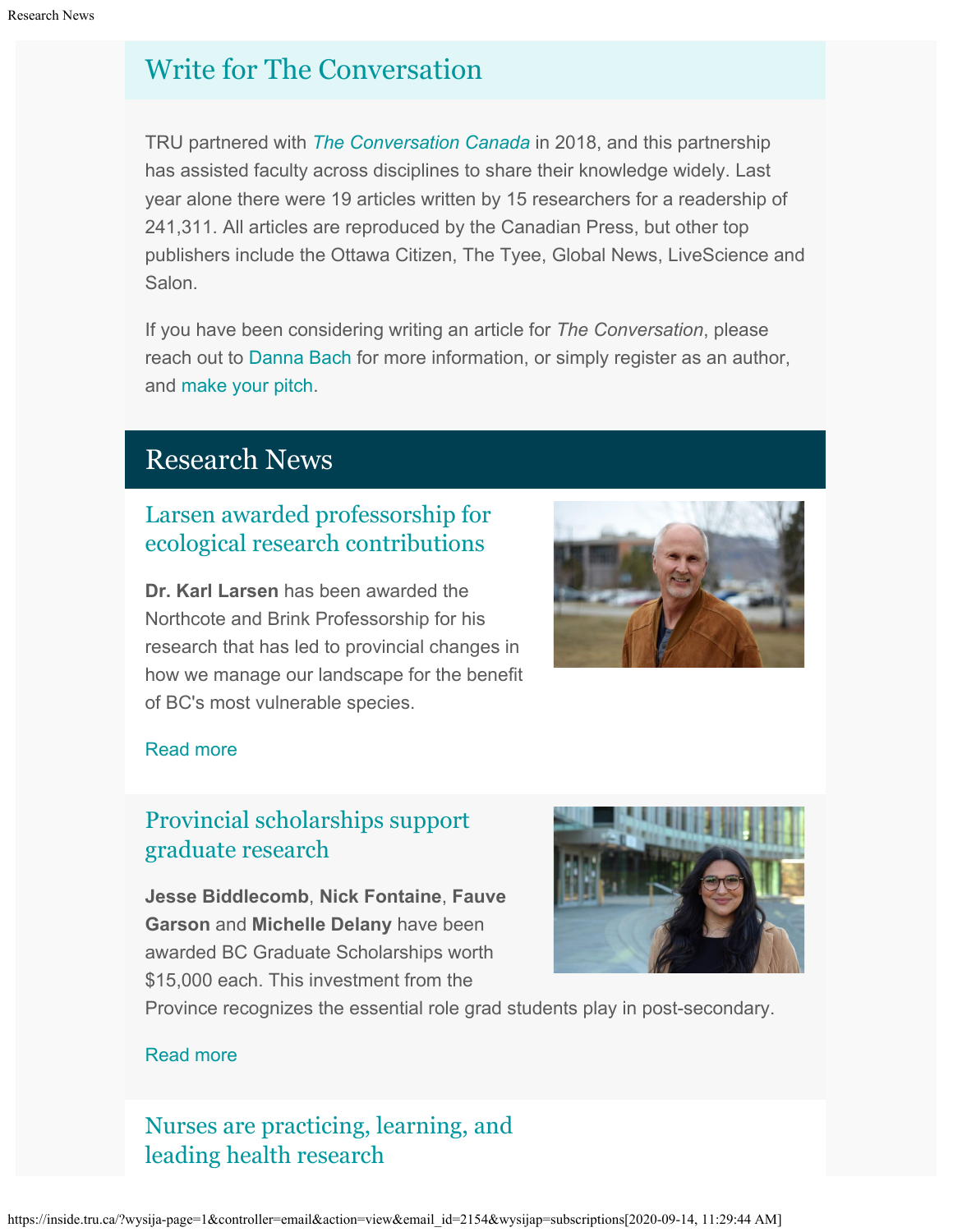## Write for The Conversation

TRU partnered with *The Conversation Canada* in 2018, and this partnership has assisted faculty across disciplines to share their knowledge widely. Last year alone there were 19 articles written by 15 researchers for a readership of 241,311. All articles are reproduced by the Canadian Press, but other top publishers include the Ottawa Citizen, The Tyee, Global News, LiveScience and Salon.

If you have been considering writing an article for *The Conversation*, please reach out to Danna Bach for more information, or simply register as an author, and make your pitch.

## Research News

### Larsen awarded professorship for ecological research contributions

**Dr. Karl Larsen** has been awarded the Northcote and Brink Professorship for his research that has led to provincial changes in how we manage our landscape for the benefit of BC's most vulnerable species.

Read more

### Provincial scholarships support graduate research

**Jesse Biddlecomb**, **Nick Fontaine**, **Fauve Garson** and **Michelle Delany** have been awarded BC Graduate Scholarships worth $15,000 each. This investment from the Province recognizes the essential role grad students play in post-secondary.

Read more

### Nurses are practicing, learning, and leading health research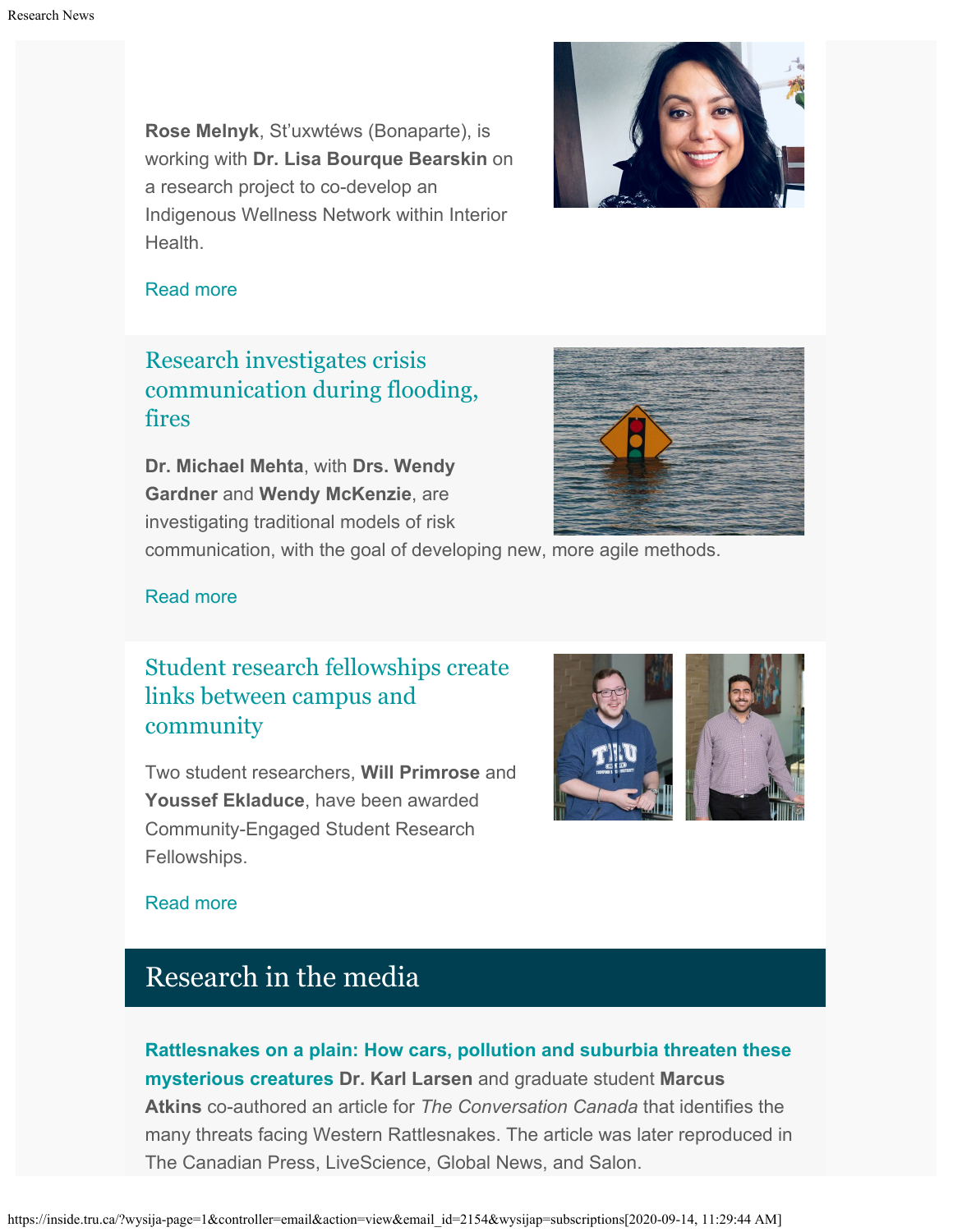**Rose Melnyk**, St'uxwtéws (Bonaparte), is working with **Dr. Lisa Bourque Bearskin** on a research project to co-develop an Indigenous Wellness Network within Interior Health.

Read more

## Research investigates crisis communication during flooding, fires

**Dr. Michael Mehta**, with **Drs. Wendy Gardner** and **Wendy McKenzie**, are investigating traditional models of risk communication, with the goal of developing new, more agile methods.

Read more

## Student research fellowships create links between campus and community

Two student researchers, **Will Primrose** and **Youssef Ekladuce**, have been awarded Community-Engaged Student Research Fellowships.

Read more

# Research in the media

**Rattlesnakes on a plain: How cars, pollution and suburbia threaten these mysterious creatures** **Dr. Karl Larsen** and graduate student **Marcus Atkins** co-authored an article for *The Conversation Canada* that identifies the many threats facing Western Rattlesnakes. The article was later reproduced in The Canadian Press, LiveScience, Global News, and Salon.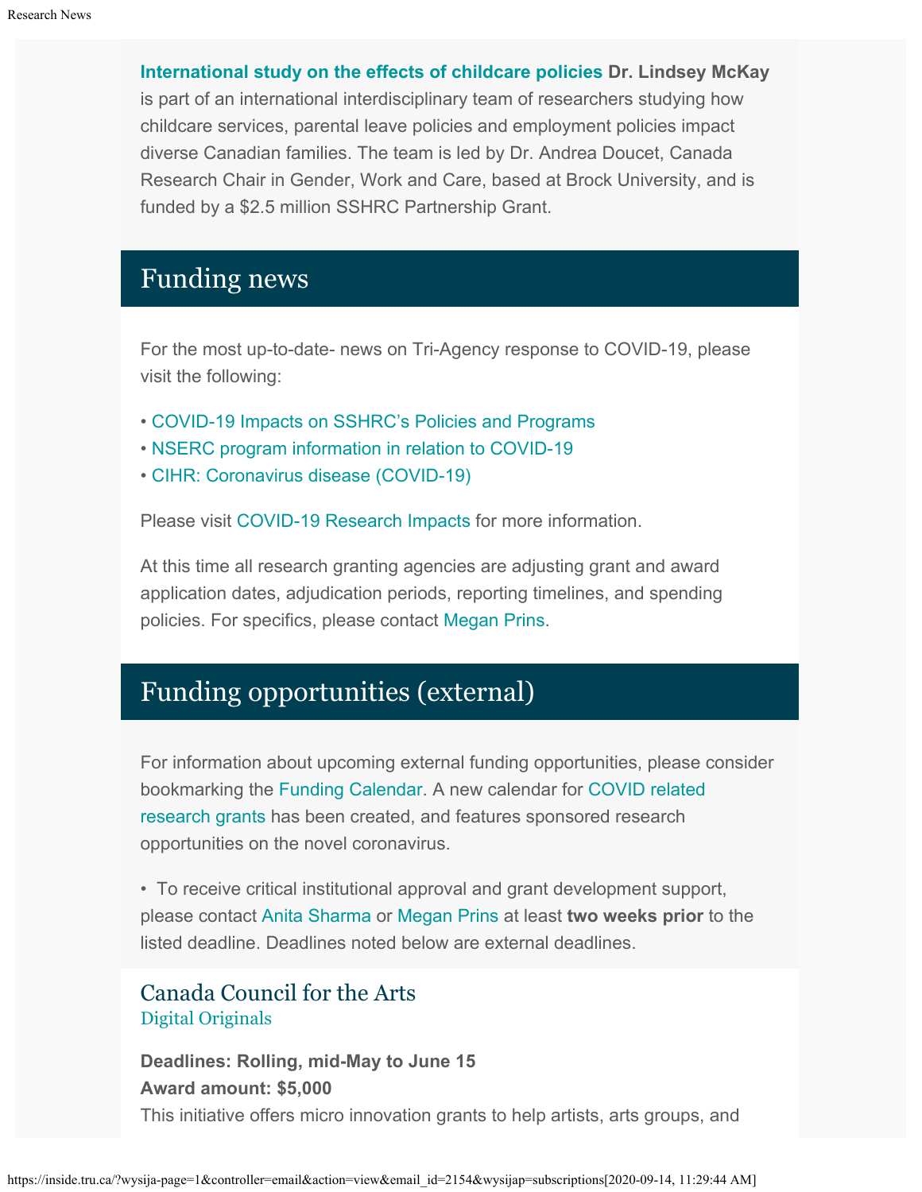**International study on the effects of childcare policies** **Dr. Lindsey McKay** is part of an international interdisciplinary team of researchers studying how childcare services, parental leave policies and employment policies impact diverse Canadian families. The team is led by Dr. Andrea Doucet, Canada Research Chair in Gender, Work and Care, based at Brock University, and is funded by a $2.5 million SSHRC Partnership Grant.

## Funding news

For the most up-to-date- news on Tri-Agency response to COVID-19, please visit the following:

- COVID-19 Impacts on SSHRC's Policies and Programs
- NSERC program information in relation to COVID-19
- CIHR: Coronavirus disease (COVID-19)

Please visit COVID-19 Research Impacts for more information.

At this time all research granting agencies are adjusting grant and award application dates, adjudication periods, reporting timelines, and spending policies. For specifics, please contact Megan Prins.

## Funding opportunities (external)

For information about upcoming external funding opportunities, please consider bookmarking the Funding Calendar. A new calendar for COVID related research grants has been created, and features sponsored research opportunities on the novel coronavirus.

- To receive critical institutional approval and grant development support, please contact Anita Sharma or Megan Prins at least **two weeks prior** to the listed deadline. Deadlines noted below are external deadlines.

### Canada Council for the Arts

Digital Originals

**Deadlines: Rolling, mid-May to June 15**
**Award amount: $5,000**
This initiative offers micro innovation grants to help artists, arts groups, and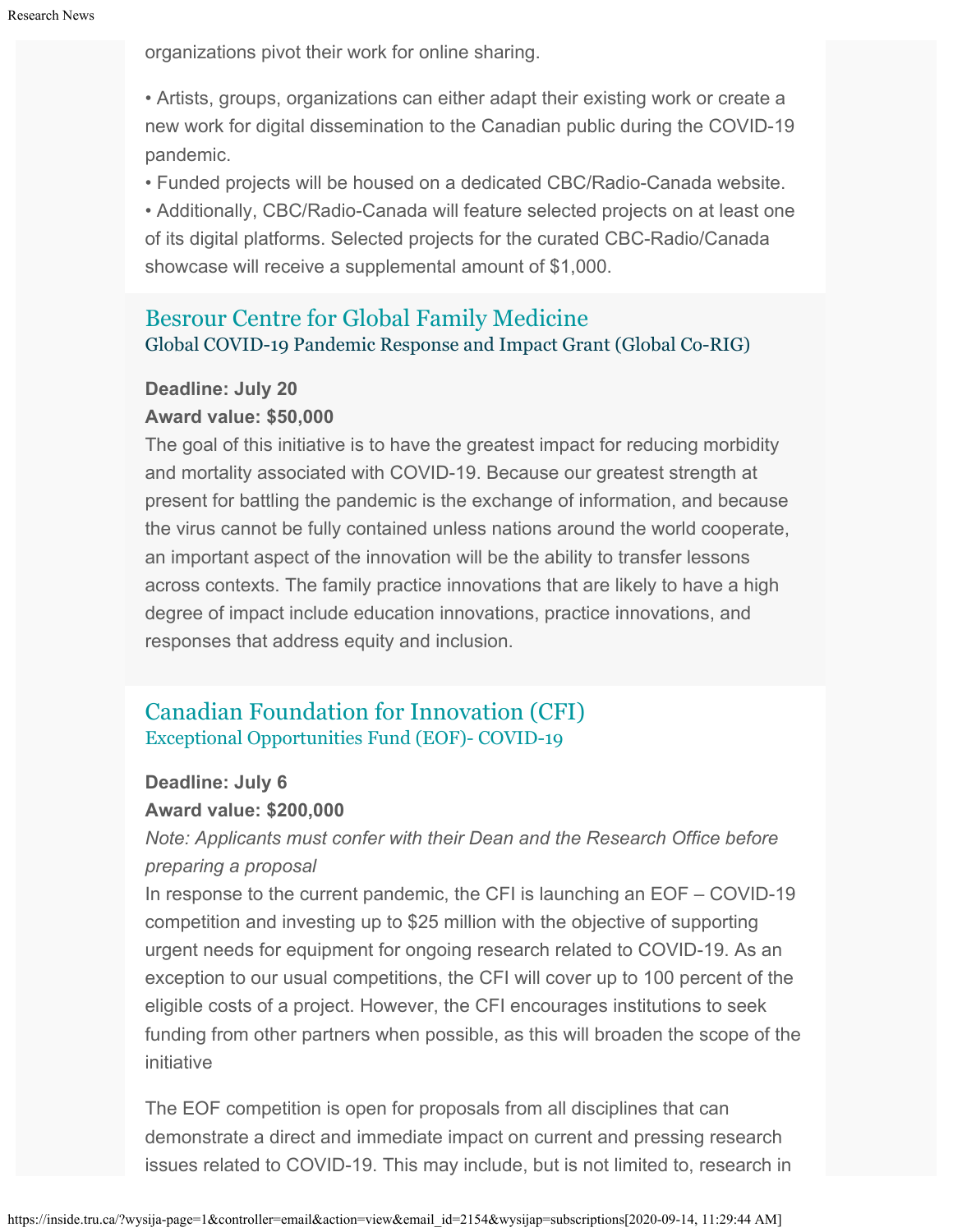organizations pivot their work for online sharing.

• Artists, groups, organizations can either adapt their existing work or create a new work for digital dissemination to the Canadian public during the COVID-19 pandemic.
• Funded projects will be housed on a dedicated CBC/Radio-Canada website.
• Additionally, CBC/Radio-Canada will feature selected projects on at least one of its digital platforms. Selected projects for the curated CBC-Radio/Canada showcase will receive a supplemental amount of $1,000.

## Besrour Centre for Global Family Medicine

### Global COVID-19 Pandemic Response and Impact Grant (Global Co-RIG)

**Deadline: July 20**
**Award value: $50,000**
The goal of this initiative is to have the greatest impact for reducing morbidity and mortality associated with COVID-19. Because our greatest strength at present for battling the pandemic is the exchange of information, and because the virus cannot be fully contained unless nations around the world cooperate, an important aspect of the innovation will be the ability to transfer lessons across contexts. The family practice innovations that are likely to have a high degree of impact include education innovations, practice innovations, and responses that address equity and inclusion.

## Canadian Foundation for Innovation (CFI)

### Exceptional Opportunities Fund (EOF)- COVID-19

**Deadline: July 6**
**Award value: $200,000**
*Note: Applicants must confer with their Dean and the Research Office before preparing a proposal*
In response to the current pandemic, the CFI is launching an EOF – COVID-19 competition and investing up to $25 million with the objective of supporting urgent needs for equipment for ongoing research related to COVID-19. As an exception to our usual competitions, the CFI will cover up to 100 percent of the eligible costs of a project. However, the CFI encourages institutions to seek funding from other partners when possible, as this will broaden the scope of the initiative

The EOF competition is open for proposals from all disciplines that can demonstrate a direct and immediate impact on current and pressing research issues related to COVID-19. This may include, but is not limited to, research in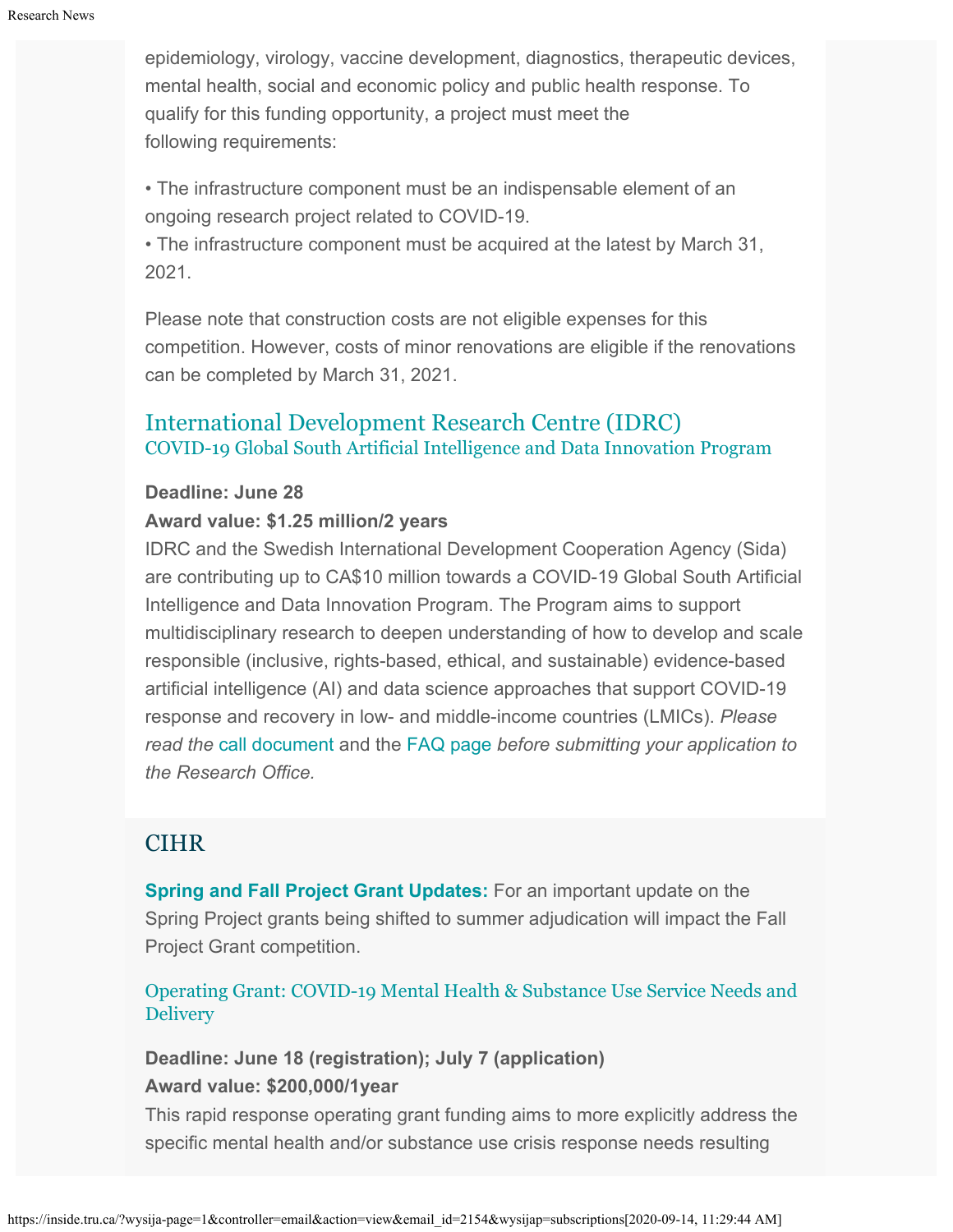epidemiology, virology, vaccine development, diagnostics, therapeutic devices, mental health, social and economic policy and public health response. To qualify for this funding opportunity, a project must meet the following requirements:

• The infrastructure component must be an indispensable element of an ongoing research project related to COVID-19.
• The infrastructure component must be acquired at the latest by March 31, 2021.

Please note that construction costs are not eligible expenses for this competition. However, costs of minor renovations are eligible if the renovations can be completed by March 31, 2021.

## International Development Research Centre (IDRC)

### COVID-19 Global South Artificial Intelligence and Data Innovation Program

**Deadline: June 28**
**Award value: $1.25 million/2 years**
IDRC and the Swedish International Development Cooperation Agency (Sida) are contributing up to CA$10 million towards a COVID-19 Global South Artificial Intelligence and Data Innovation Program. The Program aims to support multidisciplinary research to deepen understanding of how to develop and scale responsible (inclusive, rights-based, ethical, and sustainable) evidence-based artificial intelligence (AI) and data science approaches that support COVID-19 response and recovery in low- and middle-income countries (LMICs). *Please read the* call document and the FAQ page *before submitting your application to the Research Office.*

## CIHR

**Spring and Fall Project Grant Updates:** For an important update on the Spring Project grants being shifted to summer adjudication will impact the Fall Project Grant competition.

### Operating Grant: COVID-19 Mental Health & Substance Use Service Needs and Delivery

**Deadline: June 18 (registration); July 7 (application)**
**Award value: $200,000/1year**
This rapid response operating grant funding aims to more explicitly address the specific mental health and/or substance use crisis response needs resulting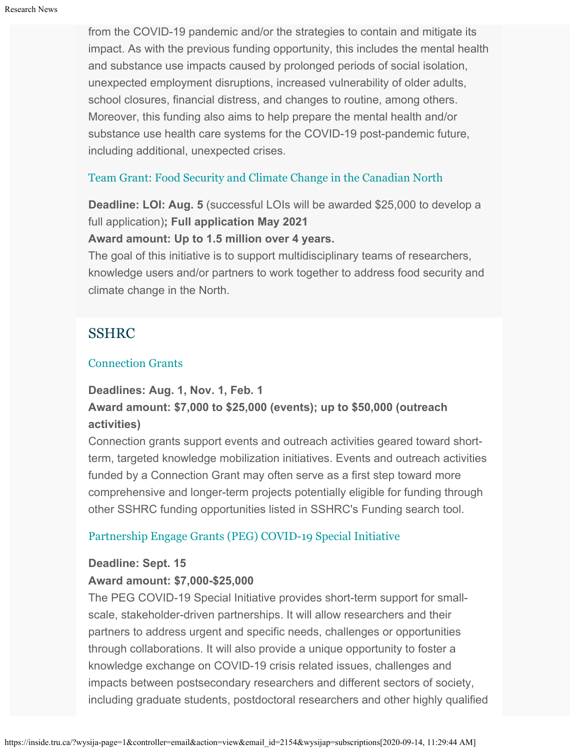from the COVID-19 pandemic and/or the strategies to contain and mitigate its impact. As with the previous funding opportunity, this includes the mental health and substance use impacts caused by prolonged periods of social isolation, unexpected employment disruptions, increased vulnerability of older adults, school closures, financial distress, and changes to routine, among others. Moreover, this funding also aims to help prepare the mental health and/or substance use health care systems for the COVID-19 post-pandemic future, including additional, unexpected crises.

### Team Grant: Food Security and Climate Change in the Canadian North

**Deadline: LOI: Aug. 5** (successful LOIs will be awarded $25,000 to develop a full application)**; Full application May 2021**
**Award amount: Up to 1.5 million over 4 years.**
The goal of this initiative is to support multidisciplinary teams of researchers, knowledge users and/or partners to work together to address food security and climate change in the North.

## SSHRC

### Connection Grants

**Deadlines: Aug. 1, Nov. 1, Feb. 1**
**Award amount: $7,000 to $25,000 (events); up to $50,000 (outreach activities)**
Connection grants support events and outreach activities geared toward short-term, targeted knowledge mobilization initiatives. Events and outreach activities funded by a Connection Grant may often serve as a first step toward more comprehensive and longer-term projects potentially eligible for funding through other SSHRC funding opportunities listed in SSHRC's Funding search tool.

### Partnership Engage Grants (PEG) COVID-19 Special Initiative

**Deadline: Sept. 15**
**Award amount: $7,000-$25,000**
The PEG COVID-19 Special Initiative provides short-term support for small-scale, stakeholder-driven partnerships. It will allow researchers and their partners to address urgent and specific needs, challenges or opportunities through collaborations. It will also provide a unique opportunity to foster a knowledge exchange on COVID-19 crisis related issues, challenges and impacts between postsecondary researchers and different sectors of society, including graduate students, postdoctoral researchers and other highly qualified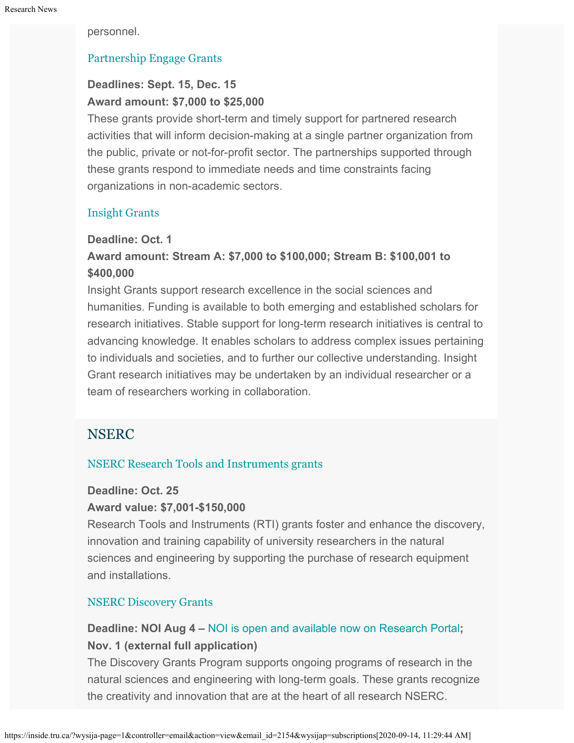personnel.

### Partnership Engage Grants

**Deadlines: Sept. 15, Dec. 15**
**Award amount: $7,000 to $25,000**
These grants provide short-term and timely support for partnered research activities that will inform decision-making at a single partner organization from the public, private or not-for-profit sector. The partnerships supported through these grants respond to immediate needs and time constraints facing organizations in non-academic sectors.

### Insight Grants

**Deadline: Oct. 1**
**Award amount: Stream A: $7,000 to $100,000; Stream B: $100,001 to $400,000**
Insight Grants support research excellence in the social sciences and humanities. Funding is available to both emerging and established scholars for research initiatives. Stable support for long-term research initiatives is central to advancing knowledge. It enables scholars to address complex issues pertaining to individuals and societies, and to further our collective understanding. Insight Grant research initiatives may be undertaken by an individual researcher or a team of researchers working in collaboration.

## NSERC

### NSERC Research Tools and Instruments grants

**Deadline: Oct. 25**
**Award value: $7,001-$150,000**
Research Tools and Instruments (RTI) grants foster and enhance the discovery, innovation and training capability of university researchers in the natural sciences and engineering by supporting the purchase of research equipment and installations.

### NSERC Discovery Grants

**Deadline: NOI Aug 4 –** NOI is open and available now on Research Portal**;**
**Nov. 1 (external full application)**
The Discovery Grants Program supports ongoing programs of research in the natural sciences and engineering with long-term goals. These grants recognize the creativity and innovation that are at the heart of all research NSERC.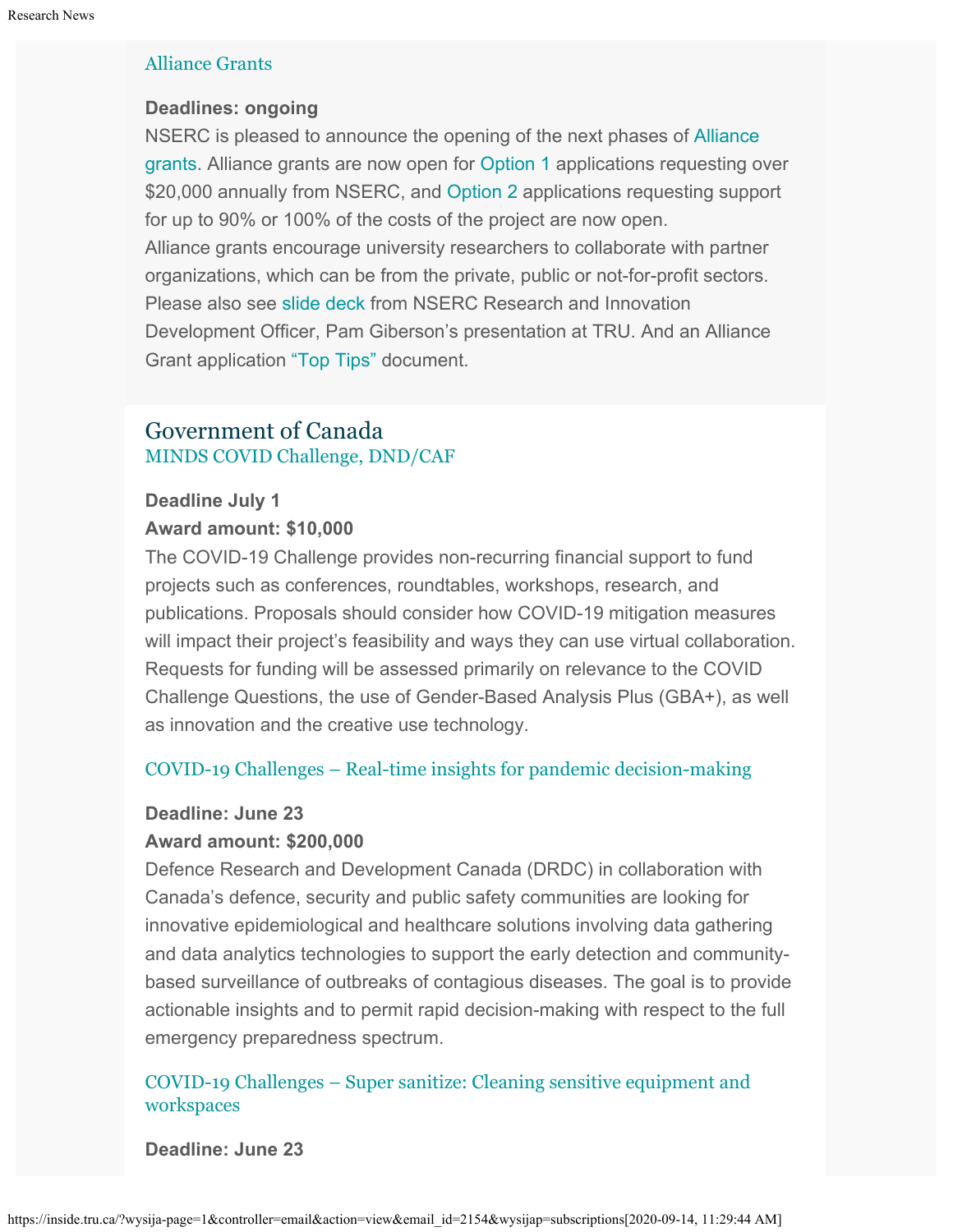### Alliance Grants

**Deadlines: ongoing**

NSERC is pleased to announce the opening of the next phases of Alliance grants. Alliance grants are now open for Option 1 applications requesting over $20,000 annually from NSERC, and Option 2 applications requesting support for up to 90% or 100% of the costs of the project are now open.
Alliance grants encourage university researchers to collaborate with partner organizations, which can be from the private, public or not-for-profit sectors. Please also see slide deck from NSERC Research and Innovation Development Officer, Pam Giberson's presentation at TRU. And an Alliance Grant application "Top Tips" document.

## Government of Canada

### MINDS COVID Challenge, DND/CAF

**Deadline July 1**
**Award amount: $10,000**

The COVID-19 Challenge provides non-recurring financial support to fund projects such as conferences, roundtables, workshops, research, and publications. Proposals should consider how COVID-19 mitigation measures will impact their project's feasibility and ways they can use virtual collaboration. Requests for funding will be assessed primarily on relevance to the COVID Challenge Questions, the use of Gender-Based Analysis Plus (GBA+), as well as innovation and the creative use technology.

### COVID-19 Challenges – Real-time insights for pandemic decision-making

**Deadline: June 23**
**Award amount: $200,000**

Defence Research and Development Canada (DRDC) in collaboration with Canada's defence, security and public safety communities are looking for innovative epidemiological and healthcare solutions involving data gathering and data analytics technologies to support the early detection and community-based surveillance of outbreaks of contagious diseases. The goal is to provide actionable insights and to permit rapid decision-making with respect to the full emergency preparedness spectrum.

### COVID-19 Challenges – Super sanitize: Cleaning sensitive equipment and workspaces

**Deadline: June 23**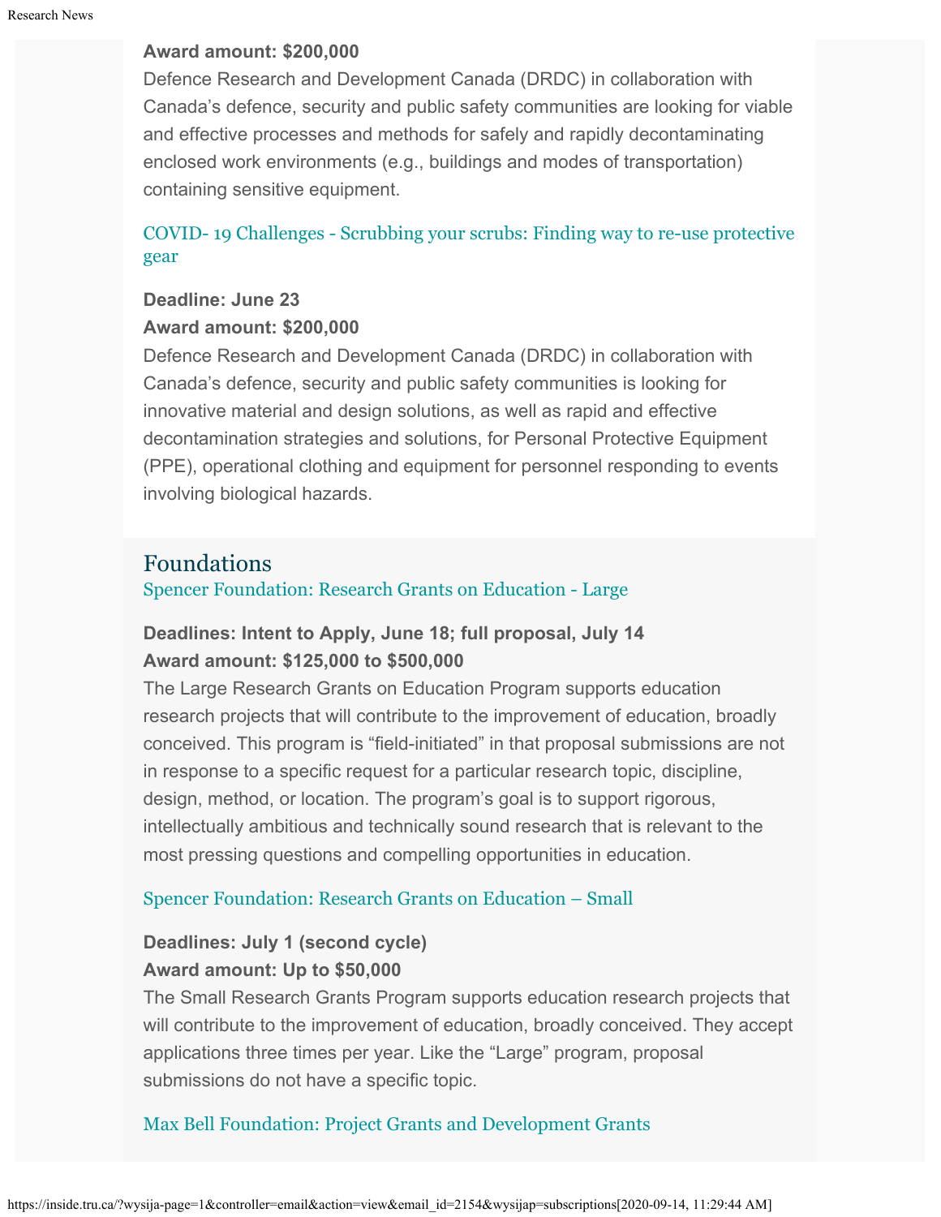**Award amount: $200,000**

Defence Research and Development Canada (DRDC) in collaboration with Canada's defence, security and public safety communities are looking for viable and effective processes and methods for safely and rapidly decontaminating enclosed work environments (e.g., buildings and modes of transportation) containing sensitive equipment.

COVID- 19 Challenges - Scrubbing your scrubs: Finding way to re-use protective gear

**Deadline: June 23**
**Award amount: $200,000**

Defence Research and Development Canada (DRDC) in collaboration with Canada's defence, security and public safety communities is looking for innovative material and design solutions, as well as rapid and effective decontamination strategies and solutions, for Personal Protective Equipment (PPE), operational clothing and equipment for personnel responding to events involving biological hazards.

## Foundations

Spencer Foundation: Research Grants on Education - Large

**Deadlines: Intent to Apply, June 18; full proposal, July 14**
**Award amount: $125,000 to $500,000**

The Large Research Grants on Education Program supports education research projects that will contribute to the improvement of education, broadly conceived. This program is "field-initiated" in that proposal submissions are not in response to a specific request for a particular research topic, discipline, design, method, or location. The program's goal is to support rigorous, intellectually ambitious and technically sound research that is relevant to the most pressing questions and compelling opportunities in education.

Spencer Foundation: Research Grants on Education – Small

**Deadlines: July 1 (second cycle)**
**Award amount: Up to $50,000**

The Small Research Grants Program supports education research projects that will contribute to the improvement of education, broadly conceived. They accept applications three times per year. Like the "Large" program, proposal submissions do not have a specific topic.

Max Bell Foundation: Project Grants and Development Grants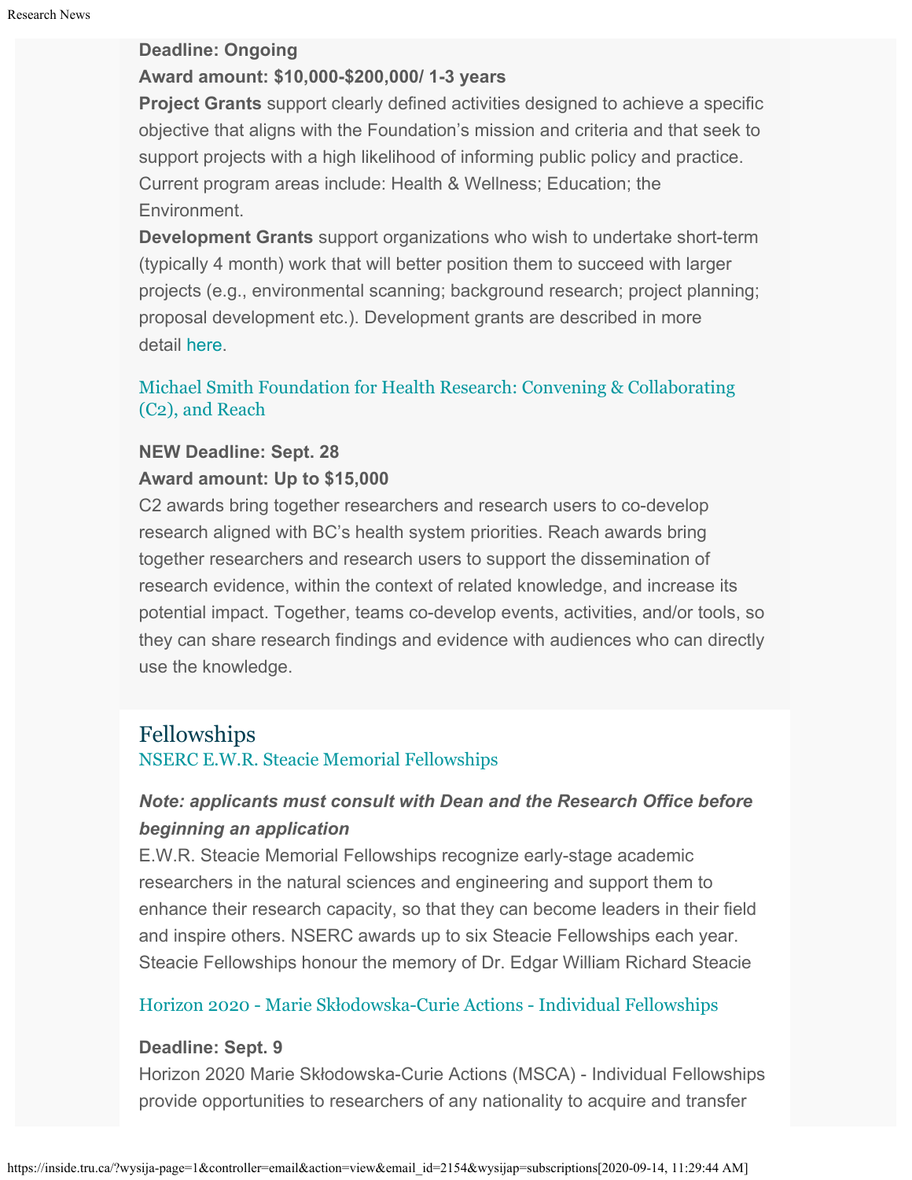**Deadline: Ongoing**
**Award amount: $10,000-$200,000/ 1-3 years**
**Project Grants** support clearly defined activities designed to achieve a specific objective that aligns with the Foundation's mission and criteria and that seek to support projects with a high likelihood of informing public policy and practice. Current program areas include: Health & Wellness; Education; the Environment.
**Development Grants** support organizations who wish to undertake short-term (typically 4 month) work that will better position them to succeed with larger projects (e.g., environmental scanning; background research; project planning; proposal development etc.). Development grants are described in more detail here.

Michael Smith Foundation for Health Research: Convening & Collaborating (C2), and Reach

**NEW Deadline: Sept. 28**
**Award amount: Up to $15,000**
C2 awards bring together researchers and research users to co-develop research aligned with BC's health system priorities. Reach awards bring together researchers and research users to support the dissemination of research evidence, within the context of related knowledge, and increase its potential impact. Together, teams co-develop events, activities, and/or tools, so they can share research findings and evidence with audiences who can directly use the knowledge.

## Fellowships

NSERC E.W.R. Steacie Memorial Fellowships

***Note: applicants must consult with Dean and the Research Office before beginning an application***
E.W.R. Steacie Memorial Fellowships recognize early-stage academic researchers in the natural sciences and engineering and support them to enhance their research capacity, so that they can become leaders in their field and inspire others. NSERC awards up to six Steacie Fellowships each year. Steacie Fellowships honour the memory of Dr. Edgar William Richard Steacie

Horizon 2020 - Marie Skłodowska-Curie Actions - Individual Fellowships

**Deadline: Sept. 9**
Horizon 2020 Marie Skłodowska-Curie Actions (MSCA) - Individual Fellowships provide opportunities to researchers of any nationality to acquire and transfer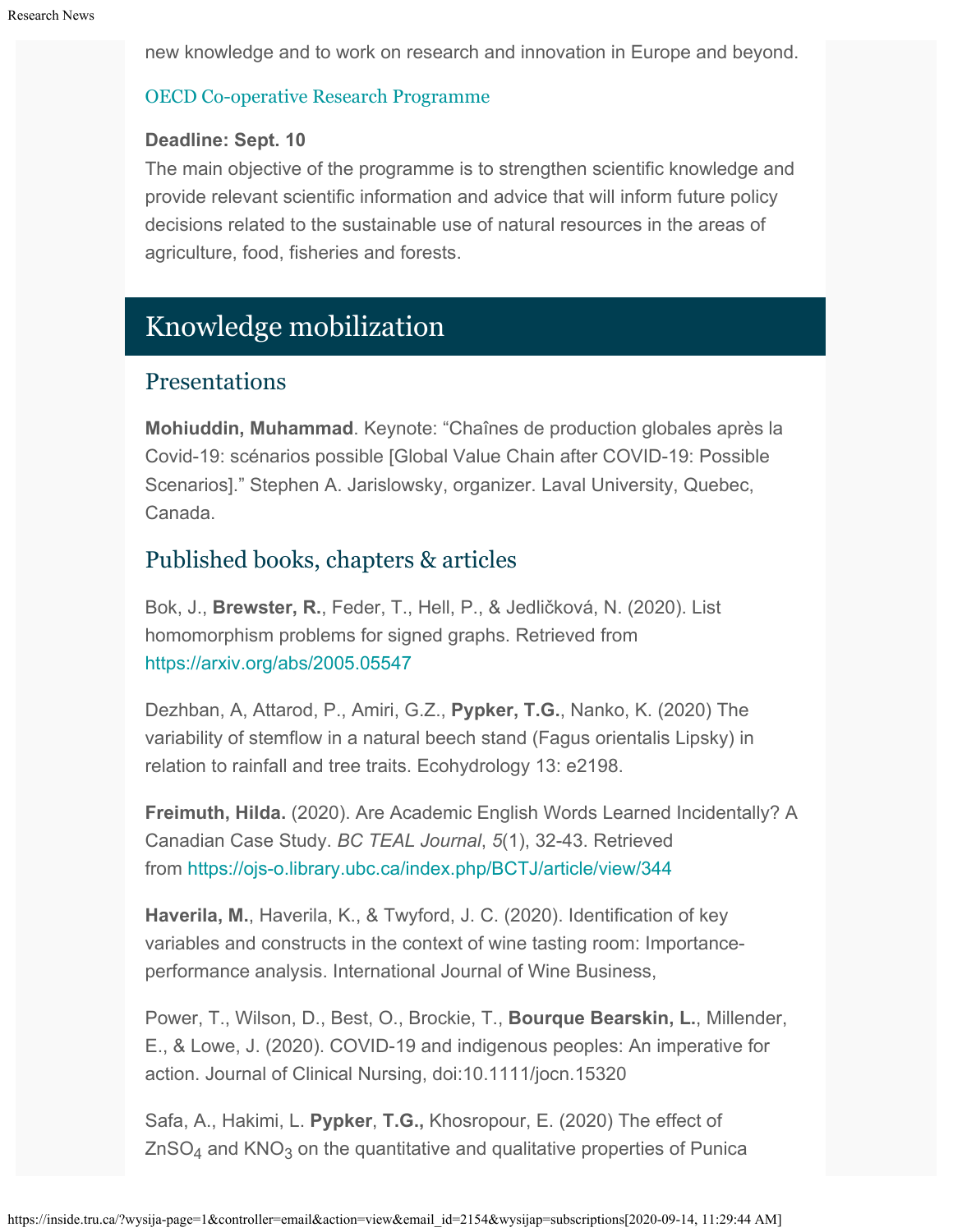new knowledge and to work on research and innovation in Europe and beyond.

OECD Co-operative Research Programme

**Deadline: Sept. 10**
The main objective of the programme is to strengthen scientific knowledge and provide relevant scientific information and advice that will inform future policy decisions related to the sustainable use of natural resources in the areas of agriculture, food, fisheries and forests.

## Knowledge mobilization

### Presentations

**Mohiuddin, Muhammad**. Keynote: “Chaînes de production globales après la Covid-19: scénarios possible [Global Value Chain after COVID-19: Possible Scenarios].” Stephen A. Jarislowsky, organizer. Laval University, Quebec, Canada.

### Published books, chapters & articles

Bok, J., **Brewster, R.**, Feder, T., Hell, P., & Jedličková, N. (2020). List homomorphism problems for signed graphs. Retrieved from https://arxiv.org/abs/2005.05547

Dezhban, A, Attarod, P., Amiri, G.Z., **Pypker, T.G.**, Nanko, K. (2020) The variability of stemflow in a natural beech stand (Fagus orientalis Lipsky) in relation to rainfall and tree traits. Ecohydrology 13: e2198.

**Freimuth, Hilda.** (2020). Are Academic English Words Learned Incidentally? A Canadian Case Study. *BC TEAL Journal*, *5*(1), 32-43. Retrieved from https://ojs-o.library.ubc.ca/index.php/BCTJ/article/view/344

**Haverila, M.**, Haverila, K., & Twyford, J. C. (2020). Identification of key variables and constructs in the context of wine tasting room: Importance-performance analysis. International Journal of Wine Business,

Power, T., Wilson, D., Best, O., Brockie, T., **Bourque Bearskin, L.**, Millender, E., & Lowe, J. (2020). COVID-19 and indigenous peoples: An imperative for action. Journal of Clinical Nursing, doi:10.1111/jocn.15320

Safa, A., Hakimi, L. **Pypker**, **T.G.,** Khosropour, E. (2020) The effect of $ZnSO_4$ and $KNO_3$ on the quantitative and qualitative properties of Punica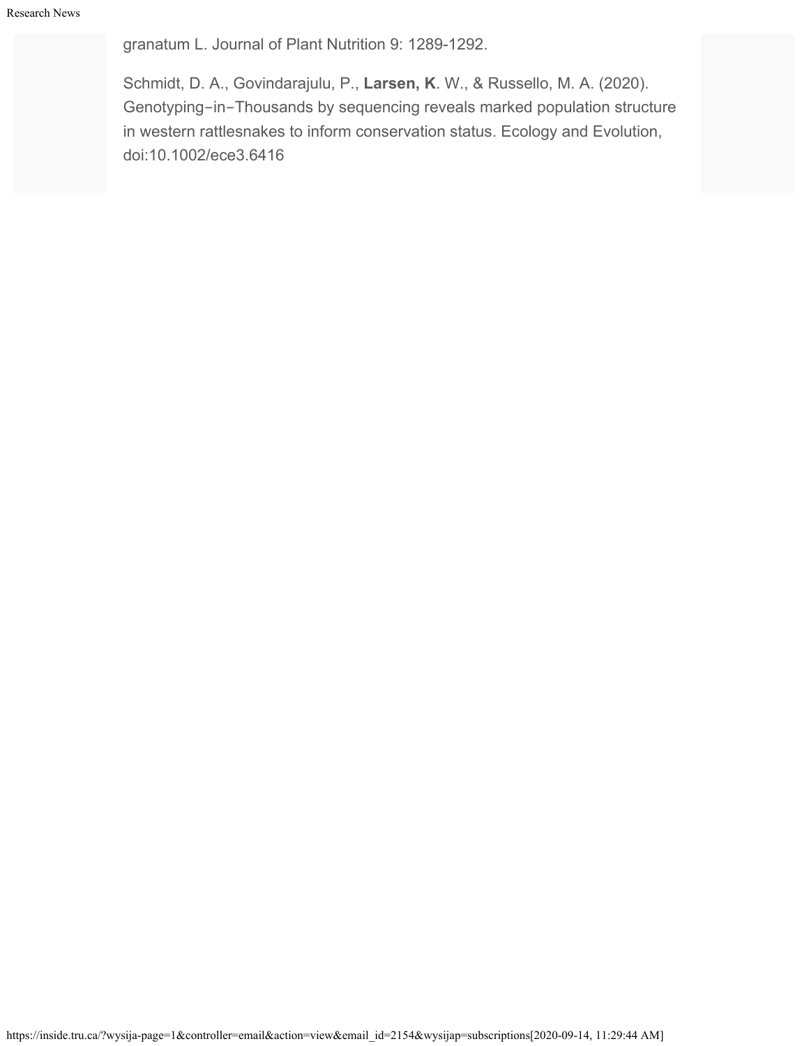granatum L. Journal of Plant Nutrition 9: 1289-1292.

Schmidt, D. A., Govindarajulu, P., **Larsen, K**. W., & Russello, M. A. (2020). Genotyping−in−Thousands by sequencing reveals marked population structure in western rattlesnakes to inform conservation status. Ecology and Evolution, doi:10.1002/ece3.6416